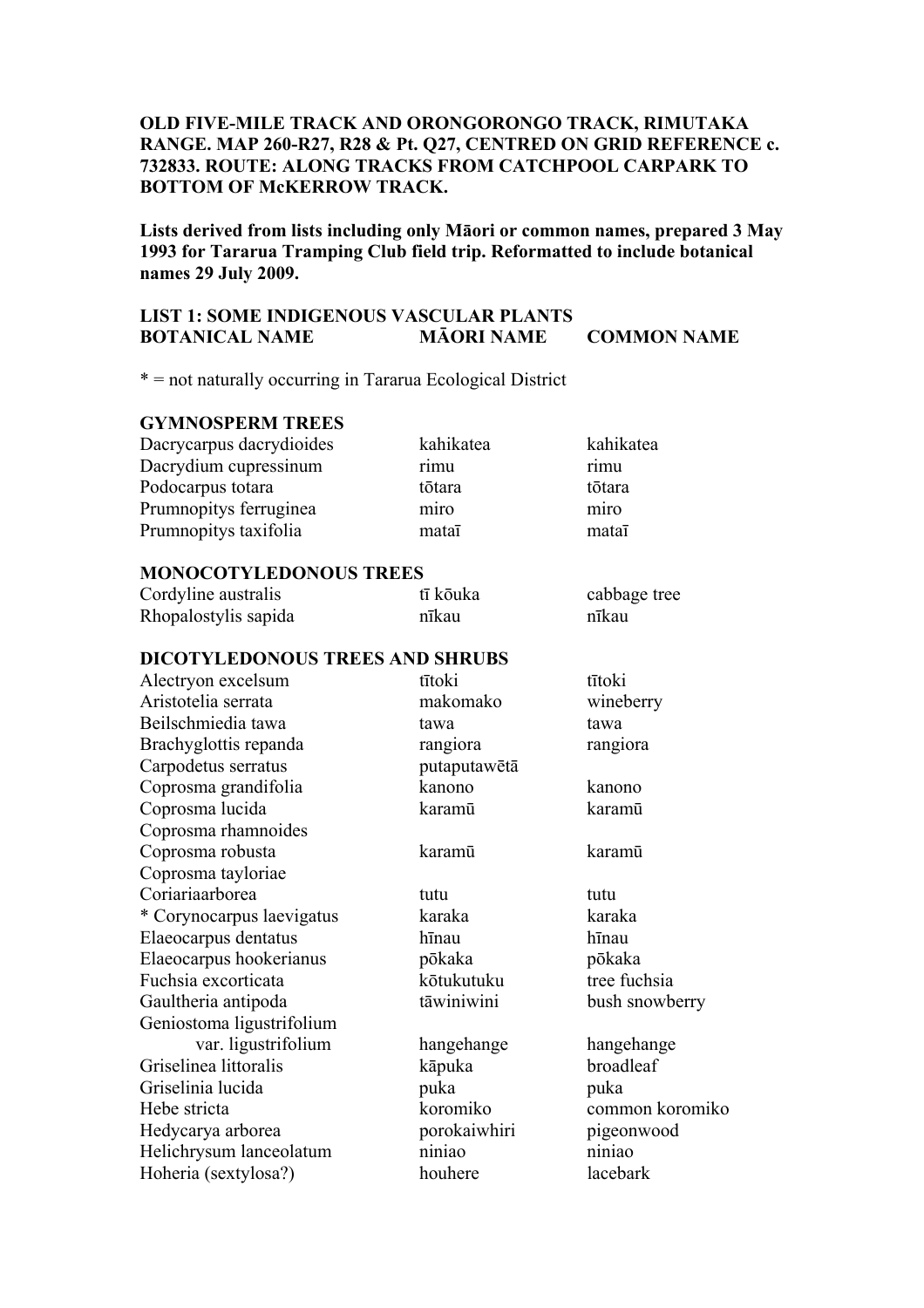**OLD FIVE-MILE TRACK AND ORONGORONGO TRACK, RIMUTAKA RANGE. MAP 260-R27, R28 & Pt. Q27, CENTRED ON GRID REFERENCE c. 732833. ROUTE: ALONG TRACKS FROM CATCHPOOL CARPARK TO BOTTOM OF McKERROW TRACK.**

**Lists derived from lists including only Māori or common names, prepared 3 May 1993 for Tararua Tramping Club field trip. Reformatted to include botanical names 29 July 2009.**

## LIST 1: SOME INDIGENOUS VASCULAR PLANTS

* = not naturally occurring in Tararua Ecological District

| BOTANICAL NAME | MĀORI NAME | COMMON NAME |
|---|---|---|
| **GYMNOSPERM TREES** | | |
| Dacrycarpus dacrydioides | kahikatea | kahikatea |
| Dacrydium cupressinum | rimu | rimu |
| Podocarpus totara | tōtara | tōtara |
| Prumnopitys ferruginea | miro | miro |
| Prumnopitys taxifolia | mataī | mataī |
| **MONOCOTYLEDONOUS TREES** | | |
| Cordyline australis | tī kōuka | cabbage tree |
| Rhopalostylis sapida | nīkau | nīkau |
| **DICOTYLEDONOUS TREES AND SHRUBS** | | |
| Alectryon excelsum | tītoki | tītoki |
| Aristotelia serrata | makomako | wineberry |
| Beilschmiedia tawa | tawa | tawa |
| Brachyglottis repanda | rangiora | rangiora |
| Carpodetus serratus | putaputawētā | |
| Coprosma grandifolia | kanono | kanono |
| Coprosma lucida | karamū | karamū |
| Coprosma rhamnoides | | |
| Coprosma robusta | karamū | karamū |
| Coprosma tayloriae | | |
| Coriariaarborea | tutu | tutu |
| * Corynocarpus laevigatus | karaka | karaka |
| Elaeocarpus dentatus | hīnau | hīnau |
| Elaeocarpus hookerianus | pōkaka | pōkaka |
| Fuchsia excorticata | kōtukutuku | tree fuchsia |
| Gaultheria antipoda | tāwiniwini | bush snowberry |
| Geniostoma ligustrifolium var. ligustrifolium | hangehange | hangehange |
| Griselinea littoralis | kāpuka | broadleaf |
| Griselinia lucida | puka | puka |
| Hebe stricta | koromiko | common koromiko |
| Hedycarya arborea | porokaiwhiri | pigeonwood |
| Helichrysum lanceolatum | niniao | niniao |
| Hoheria (sextylosa?) | houhere | lacebark |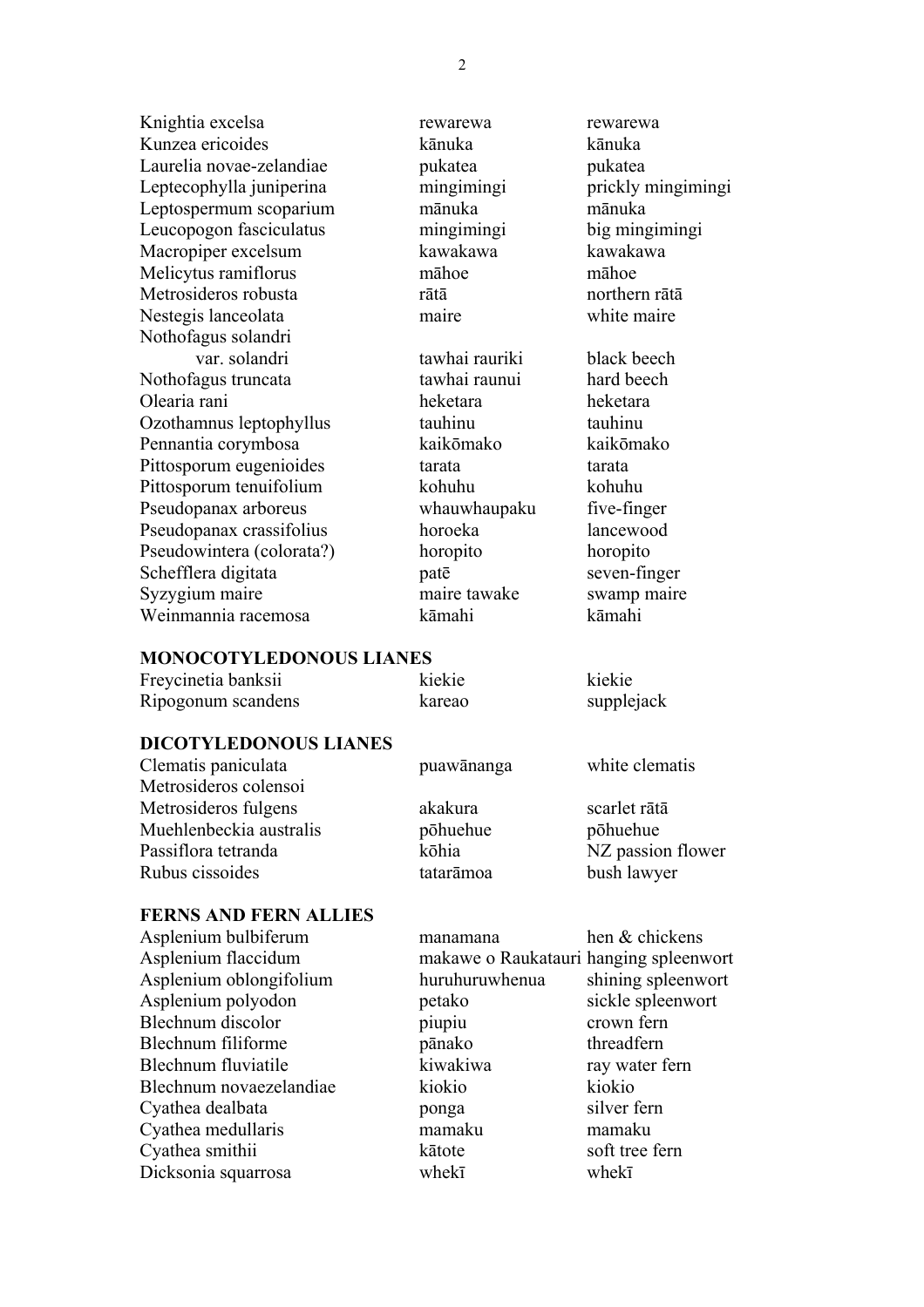| | | |
|---|---|---|
| Knightia excelsa | rewarewa | rewarewa |
| Kunzea ericoides | kānuka | kānuka |
| Laurelia novae-zelandiae | pukatea | pukatea |
| Leptecophylla juniperina | mingimingi | prickly mingimingi |
| Leptospermum scoparium | mānuka | mānuka |
| Leucopogon fasciculatus | mingimingi | big mingimingi |
| Macropiper excelsum | kawakawa | kawakawa |
| Melicytus ramiflorus | māhoe | māhoe |
| Metrosideros robusta | rātā | northern rātā |
| Nestegis lanceolata | maire | white maire |
| Nothofagus solandri var. solandri | tawhai rauriki | black beech |
| Nothofagus truncata | tawhai raunui | hard beech |
| Olearia rani | heketara | heketara |
| Ozothamnus leptophyllus | tauhinu | tauhinu |
| Pennantia corymbosa | kaikōmako | kaikōmako |
| Pittosporum eugenioides | tarata | tarata |
| Pittosporum tenuifolium | kohuhu | kohuhu |
| Pseudopanax arboreus | whauwhaupaku | five-finger |
| Pseudopanax crassifolius | horoeka | lancewood |
| Pseudowintera (colorata?) | horopito | horopito |
| Schefflera digitata | patē | seven-finger |
| Syzygium maire | maire tawake | swamp maire |
| Weinmannia racemosa | kāmahi | kāmahi |

**MONOCOTYLEDONOUS LIANES**

| | | |
|---|---|---|
| Freycinetia banksii | kiekie | kiekie |
| Ripogonum scandens | kareao | supplejack |

**DICOTYLEDONOUS LIANES**

| | | |
|---|---|---|
| Clematis paniculata | puawānanga | white clematis |
| Metrosideros colensoi | | |
| Metrosideros fulgens | akakura | scarlet rātā |
| Muehlenbeckia australis | pōhuehue | pōhuehue |
| Passiflora tetranda | kōhia | NZ passion flower |
| Rubus cissoides | tatarāmoa | bush lawyer |

**FERNS AND FERN ALLIES**

| | | |
|---|---|---|
| Asplenium bulbiferum | manamana | hen & chickens |
| Asplenium flaccidum | makawe o Raukatauri | hanging spleenwort |
| Asplenium oblongifolium | huruhuruwhenua | shining spleenwort |
| Asplenium polyodon | petako | sickle spleenwort |
| Blechnum discolor | piupiu | crown fern |
| Blechnum filiforme | pānako | threadfern |
| Blechnum fluviatile | kiwakiwa | ray water fern |
| Blechnum novaezelandiae | kiokio | kiokio |
| Cyathea dealbata | ponga | silver fern |
| Cyathea medullaris | mamaku | mamaku |
| Cyathea smithii | kātote | soft tree fern |
| Dicksonia squarrosa | whekī | whekī |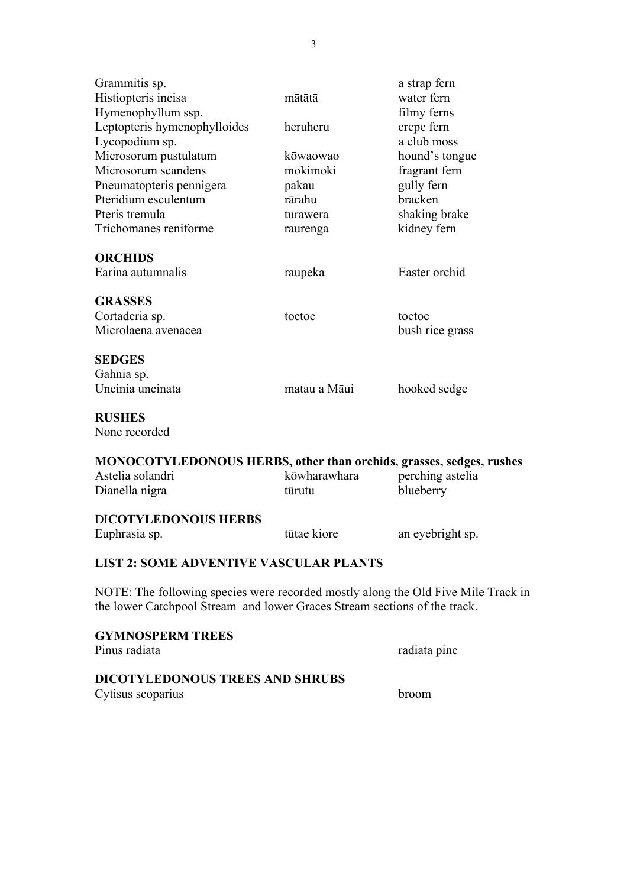| | | |
|---|---|---|
| Grammitis sp. | | a strap fern |
| Histiopteris incisa | mātātā | water fern |
| Hymenophyllum ssp. | | filmy ferns |
| Leptopteris hymenophylloides | heruheru | crepe fern |
| Lycopodium sp. | | a club moss |
| Microsorum pustulatum | kōwaowao | hound's tongue |
| Microsorum scandens | mokimoki | fragrant fern |
| Pneumatopteris pennigera | pakau | gully fern |
| Pteridium esculentum | rārahu | bracken |
| Pteris tremula | turawera | shaking brake |
| Trichomanes reniforme | raurenga | kidney fern |

**ORCHIDS**

| | | |
|---|---|---|
| Earina autumnalis | raupeka | Easter orchid |

**GRASSES**

| | | |
|---|---|---|
| Cortaderia sp. | toetoe | toetoe |
| Microlaena avenacea | | bush rice grass |

**SEDGES**

| | | |
|---|---|---|
| Gahnia sp. | | |
| Uncinia uncinata | matau a Māui | hooked sedge |

**RUSHES**

None recorded

**MONOCOTYLEDONOUS HERBS, other than orchids, grasses, sedges, rushes**

| | | |
|---|---|---|
| Astelia solandri | kōwharawhara | perching astelia |
| Dianella nigra | tūrutu | blueberry |

DI**COTYLEDONOUS HERBS**

| | | |
|---|---|---|
| Euphrasia sp. | tūtae kiore | an eyebright sp. |

**LIST 2: SOME ADVENTIVE VASCULAR PLANTS**

NOTE: The following species were recorded mostly along the Old Five Mile Track in the lower Catchpool Stream and lower Graces Stream sections of the track.

**GYMNOSPERM TREES**

| | |
|---|---|
| Pinus radiata | radiata pine |

**DICOTYLEDONOUS TREES AND SHRUBS**

| | |
|---|---|
| Cytisus scoparius | broom |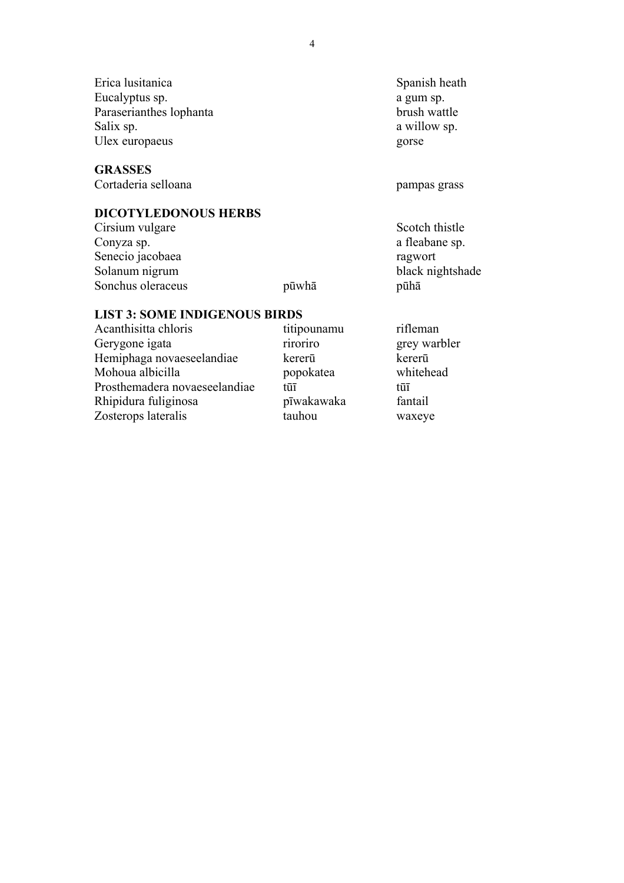| | | |
|---|---|---|
| Erica lusitanica | | Spanish heath |
| Eucalyptus sp. | | a gum sp. |
| Paraserianthes lophanta | | brush wattle |
| Salix sp. | | a willow sp. |
| Ulex europaeus | | gorse |

**GRASSES**

| | | |
|---|---|---|
| Cortaderia selloana | | pampas grass |

**DICOTYLEDONOUS HERBS**

| | | |
|---|---|---|
| Cirsium vulgare | | Scotch thistle |
| Conyza sp. | | a fleabane sp. |
| Senecio jacobaea | | ragwort |
| Solanum nigrum | | black nightshade |
| Sonchus oleraceus | pūwhā | pūhā |

**LIST 3: SOME INDIGENOUS BIRDS**

| | | |
|---|---|---|
| Acanthisitta chloris | titipounamu | rifleman |
| Gerygone igata | riroriro | grey warbler |
| Hemiphaga novaeseelandiae | kererū | kererū |
| Mohoua albicilla | popokatea | whitehead |
| Prosthemadera novaeseelandiae | tūī | tūī |
| Rhipidura fuliginosa | pīwakawaka | fantail |
| Zosterops lateralis | tauhou | waxeye |